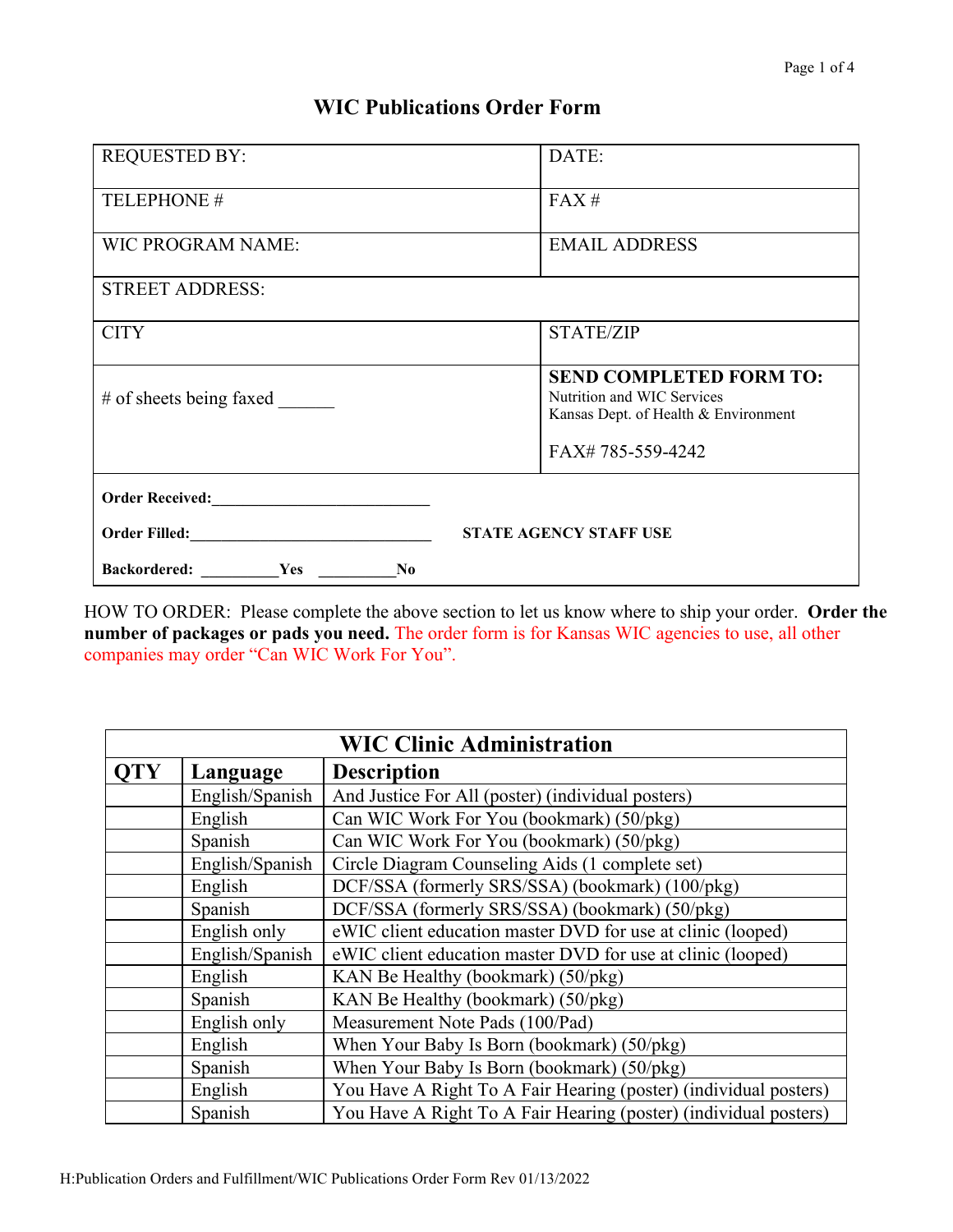# WIC Publications Order Form

| REQUESTED BY: | DATE: |
|---|---|
| TELEPHONE # | FAX # |
| WIC PROGRAM NAME: | EMAIL ADDRESS |
| STREET ADDRESS: | |
| CITY | STATE/ZIP |
| # of sheets being faxed ______ | **SEND COMPLETED FORM TO:** Nutrition and WIC Services, Kansas Dept. of Health & Environment, FAX# 785-559-4242 |

**Order Received:**___________________________

**Order Filled:**______________________________ **STATE AGENCY STAFF USE**

**Backordered:** __________**Yes** __________**No**

HOW TO ORDER: Please complete the above section to let us know where to ship your order. **Order the number of packages or pads you need.** The order form is for Kansas WIC agencies to use, all other companies may order "Can WIC Work For You".

## WIC Clinic Administration

| QTY | Language | Description |
|---|---|---|
| | English/Spanish | And Justice For All (poster) (individual posters) |
| | English | Can WIC Work For You (bookmark) (50/pkg) |
| | Spanish | Can WIC Work For You (bookmark) (50/pkg) |
| | English/Spanish | Circle Diagram Counseling Aids (1 complete set) |
| | English | DCF/SSA (formerly SRS/SSA) (bookmark) (100/pkg) |
| | Spanish | DCF/SSA (formerly SRS/SSA) (bookmark) (50/pkg) |
| | English only | eWIC client education master DVD for use at clinic (looped) |
| | English/Spanish | eWIC client education master DVD for use at clinic (looped) |
| | English | KAN Be Healthy (bookmark) (50/pkg) |
| | Spanish | KAN Be Healthy (bookmark) (50/pkg) |
| | English only | Measurement Note Pads (100/Pad) |
| | English | When Your Baby Is Born (bookmark) (50/pkg) |
| | Spanish | When Your Baby Is Born (bookmark) (50/pkg) |
| | English | You Have A Right To A Fair Hearing (poster) (individual posters) |
| | Spanish | You Have A Right To A Fair Hearing (poster) (individual posters) |

H:Publication Orders and Fulfillment/WIC Publications Order Form Rev 01/13/2022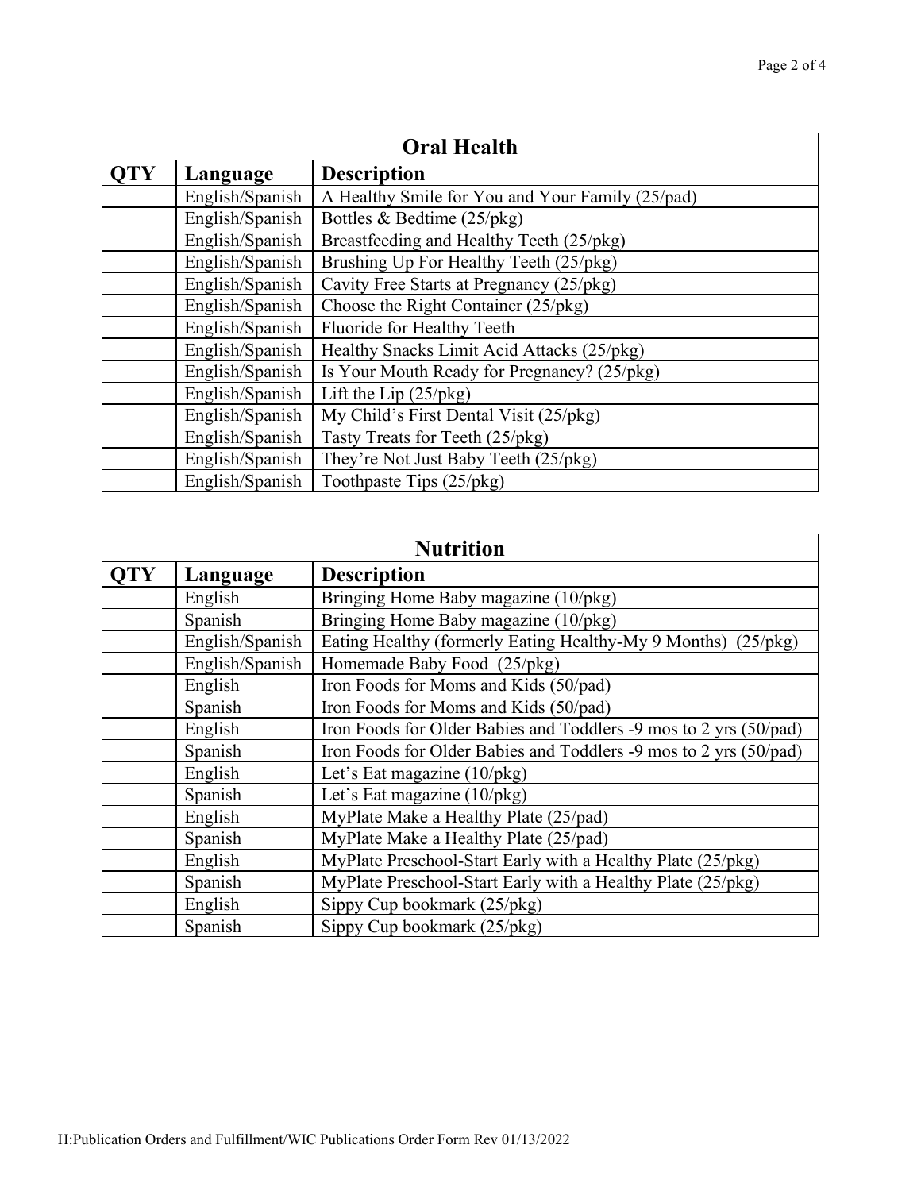| Oral Health | | |
|---|---|---|
| **QTY** | **Language** | **Description** |
| | English/Spanish | A Healthy Smile for You and Your Family (25/pad) |
| | English/Spanish | Bottles & Bedtime (25/pkg) |
| | English/Spanish | Breastfeeding and Healthy Teeth (25/pkg) |
| | English/Spanish | Brushing Up For Healthy Teeth (25/pkg) |
| | English/Spanish | Cavity Free Starts at Pregnancy (25/pkg) |
| | English/Spanish | Choose the Right Container (25/pkg) |
| | English/Spanish | Fluoride for Healthy Teeth |
| | English/Spanish | Healthy Snacks Limit Acid Attacks (25/pkg) |
| | English/Spanish | Is Your Mouth Ready for Pregnancy? (25/pkg) |
| | English/Spanish | Lift the Lip (25/pkg) |
| | English/Spanish | My Child's First Dental Visit (25/pkg) |
| | English/Spanish | Tasty Treats for Teeth (25/pkg) |
| | English/Spanish | They're Not Just Baby Teeth (25/pkg) |
| | English/Spanish | Toothpaste Tips (25/pkg) |

| Nutrition | | |
|---|---|---|
| **QTY** | **Language** | **Description** |
| | English | Bringing Home Baby magazine (10/pkg) |
| | Spanish | Bringing Home Baby magazine (10/pkg) |
| | English/Spanish | Eating Healthy (formerly Eating Healthy-My 9 Months) (25/pkg) |
| | English/Spanish | Homemade Baby Food (25/pkg) |
| | English | Iron Foods for Moms and Kids (50/pad) |
| | Spanish | Iron Foods for Moms and Kids (50/pad) |
| | English | Iron Foods for Older Babies and Toddlers -9 mos to 2 yrs (50/pad) |
| | Spanish | Iron Foods for Older Babies and Toddlers -9 mos to 2 yrs (50/pad) |
| | English | Let's Eat magazine (10/pkg) |
| | Spanish | Let's Eat magazine (10/pkg) |
| | English | MyPlate Make a Healthy Plate (25/pad) |
| | Spanish | MyPlate Make a Healthy Plate (25/pad) |
| | English | MyPlate Preschool-Start Early with a Healthy Plate (25/pkg) |
| | Spanish | MyPlate Preschool-Start Early with a Healthy Plate (25/pkg) |
| | English | Sippy Cup bookmark (25/pkg) |
| | Spanish | Sippy Cup bookmark (25/pkg) |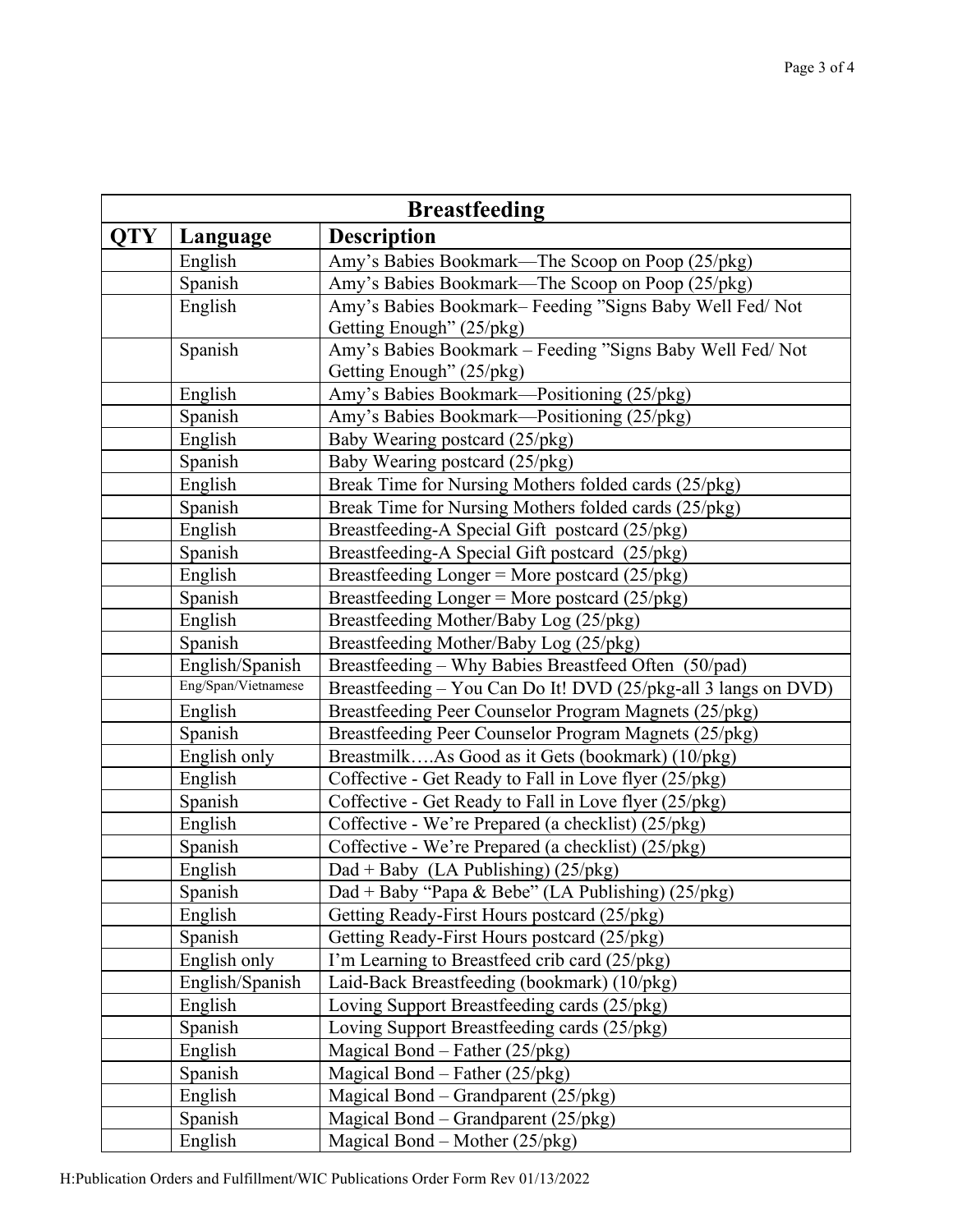| Breastfeeding | | |
|---|---|---|
| **QTY** | **Language** | **Description** |
| | English | Amy's Babies Bookmark—The Scoop on Poop (25/pkg) |
| | Spanish | Amy's Babies Bookmark—The Scoop on Poop (25/pkg) |
| | English | Amy's Babies Bookmark– Feeding "Signs Baby Well Fed/ Not Getting Enough" (25/pkg) |
| | Spanish | Amy's Babies Bookmark – Feeding "Signs Baby Well Fed/ Not Getting Enough" (25/pkg) |
| | English | Amy's Babies Bookmark—Positioning (25/pkg) |
| | Spanish | Amy's Babies Bookmark—Positioning (25/pkg) |
| | English | Baby Wearing postcard (25/pkg) |
| | Spanish | Baby Wearing postcard (25/pkg) |
| | English | Break Time for Nursing Mothers folded cards (25/pkg) |
| | Spanish | Break Time for Nursing Mothers folded cards (25/pkg) |
| | English | Breastfeeding-A Special Gift postcard (25/pkg) |
| | Spanish | Breastfeeding-A Special Gift postcard (25/pkg) |
| | English | Breastfeeding Longer = More postcard (25/pkg) |
| | Spanish | Breastfeeding Longer = More postcard (25/pkg) |
| | English | Breastfeeding Mother/Baby Log (25/pkg) |
| | Spanish | Breastfeeding Mother/Baby Log (25/pkg) |
| | English/Spanish | Breastfeeding – Why Babies Breastfeed Often (50/pad) |
| | Eng/Span/Vietnamese | Breastfeeding – You Can Do It! DVD (25/pkg-all 3 langs on DVD) |
| | English | Breastfeeding Peer Counselor Program Magnets (25/pkg) |
| | Spanish | Breastfeeding Peer Counselor Program Magnets (25/pkg) |
| | English only | Breastmilk….As Good as it Gets (bookmark) (10/pkg) |
| | English | Coffective - Get Ready to Fall in Love flyer (25/pkg) |
| | Spanish | Coffective - Get Ready to Fall in Love flyer (25/pkg) |
| | English | Coffective - We're Prepared (a checklist) (25/pkg) |
| | Spanish | Coffective - We're Prepared (a checklist) (25/pkg) |
| | English | Dad + Baby (LA Publishing) (25/pkg) |
| | Spanish | Dad + Baby "Papa & Bebe" (LA Publishing) (25/pkg) |
| | English | Getting Ready-First Hours postcard (25/pkg) |
| | Spanish | Getting Ready-First Hours postcard (25/pkg) |
| | English only | I'm Learning to Breastfeed crib card (25/pkg) |
| | English/Spanish | Laid-Back Breastfeeding (bookmark) (10/pkg) |
| | English | Loving Support Breastfeeding cards (25/pkg) |
| | Spanish | Loving Support Breastfeeding cards (25/pkg) |
| | English | Magical Bond – Father (25/pkg) |
| | Spanish | Magical Bond – Father (25/pkg) |
| | English | Magical Bond – Grandparent (25/pkg) |
| | Spanish | Magical Bond – Grandparent (25/pkg) |
| | English | Magical Bond – Mother (25/pkg) |

H:Publication Orders and Fulfillment/WIC Publications Order Form Rev 01/13/2022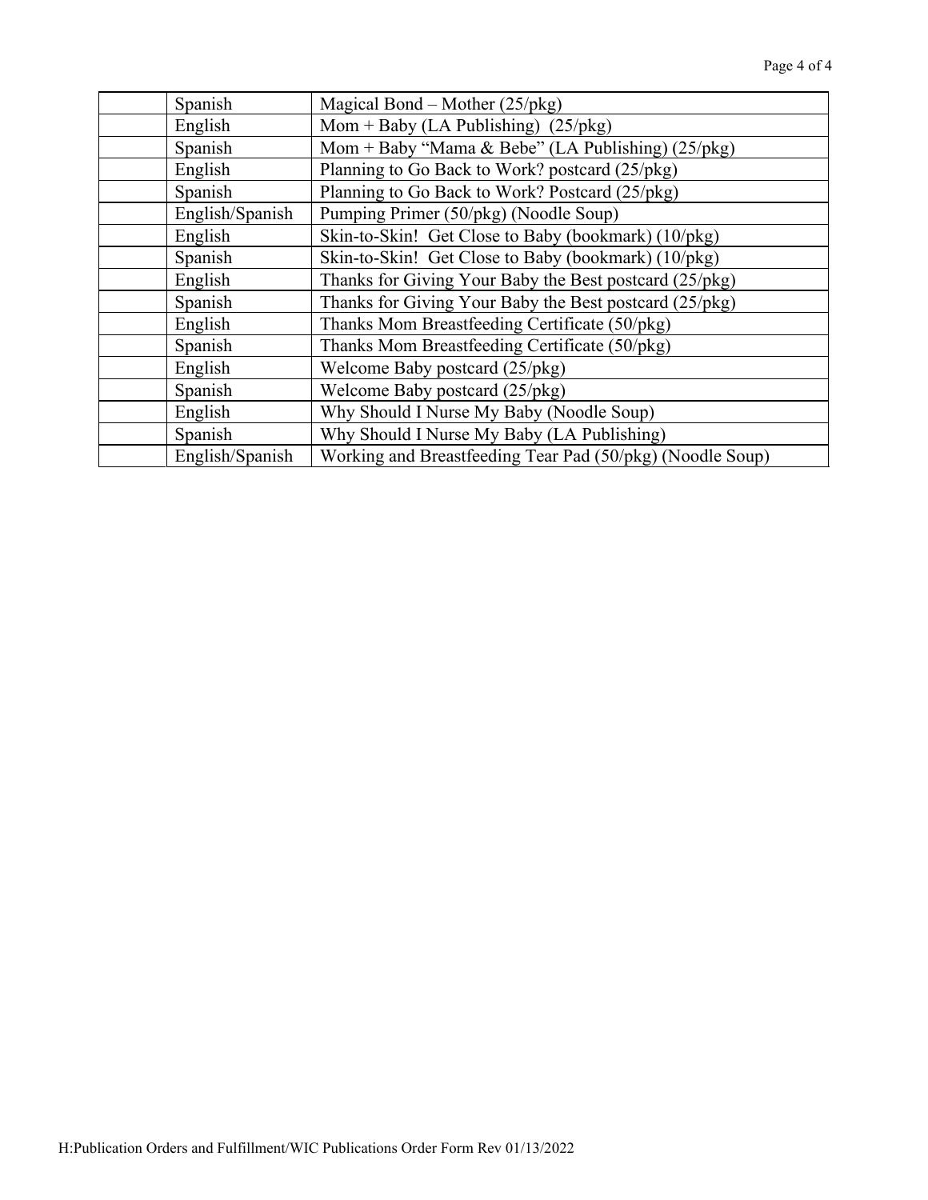| | | |
|---|---|---|
| | Spanish | Magical Bond – Mother (25/pkg) |
| | English | Mom + Baby (LA Publishing) (25/pkg) |
| | Spanish | Mom + Baby "Mama & Bebe" (LA Publishing) (25/pkg) |
| | English | Planning to Go Back to Work? postcard (25/pkg) |
| | Spanish | Planning to Go Back to Work? Postcard (25/pkg) |
| | English/Spanish | Pumping Primer (50/pkg) (Noodle Soup) |
| | English | Skin-to-Skin! Get Close to Baby (bookmark) (10/pkg) |
| | Spanish | Skin-to-Skin! Get Close to Baby (bookmark) (10/pkg) |
| | English | Thanks for Giving Your Baby the Best postcard (25/pkg) |
| | Spanish | Thanks for Giving Your Baby the Best postcard (25/pkg) |
| | English | Thanks Mom Breastfeeding Certificate (50/pkg) |
| | Spanish | Thanks Mom Breastfeeding Certificate (50/pkg) |
| | English | Welcome Baby postcard (25/pkg) |
| | Spanish | Welcome Baby postcard (25/pkg) |
| | English | Why Should I Nurse My Baby (Noodle Soup) |
| | Spanish | Why Should I Nurse My Baby (LA Publishing) |
| | English/Spanish | Working and Breastfeeding Tear Pad (50/pkg) (Noodle Soup) |